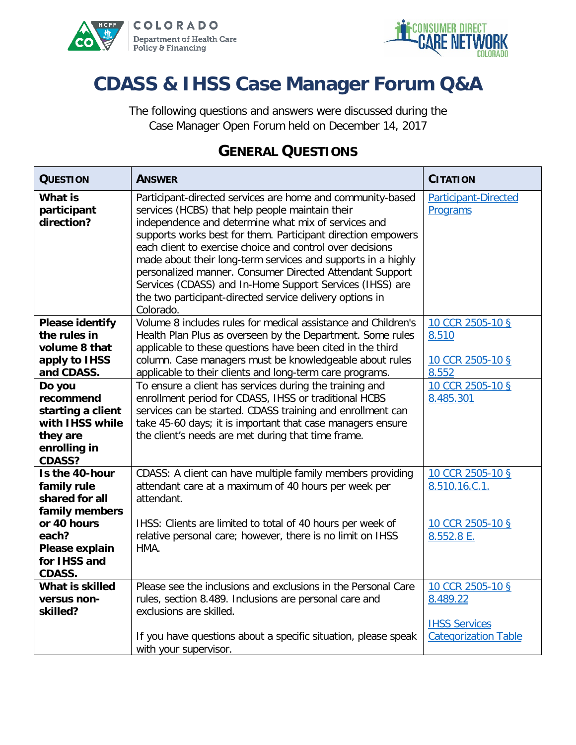# CDASS & IHSS Case Manager Forum Q&A

The following questions and answers were discussed during the Case Manager Open Forum held on December 14, 2017

## General Questions

| Question | Answer | Citation |
|---|---|---|
| **What is participant direction?** | Participant-directed services are home and community-based services (HCBS) that help people maintain their independence and determine what mix of services and supports works best for them. Participant direction empowers each client to exercise choice and control over decisions made about their long-term services and supports in a highly personalized manner. Consumer Directed Attendant Support Services (CDASS) and In-Home Support Services (IHSS) are the two participant-directed service delivery options in Colorado. | Participant-Directed Programs |
| **Please identify the rules in volume 8 that apply to IHSS and CDASS.** | Volume 8 includes rules for medical assistance and Children's Health Plan Plus as overseen by the Department. Some rules applicable to these questions have been cited in the third column. Case managers must be knowledgeable about rules applicable to their clients and long-term care programs. | 10 CCR 2505-10 § 8.510<br><br>10 CCR 2505-10 § 8.552 |
| **Do you recommend starting a client with IHSS while they are enrolling in CDASS?** | To ensure a client has services during the training and enrollment period for CDASS, IHSS or traditional HCBS services can be started. CDASS training and enrollment can take 45-60 days; it is important that case managers ensure the client's needs are met during that time frame. | 10 CCR 2505-10 § 8.485.301 |
| **Is the 40-hour family rule shared for all family members or 40 hours each? Please explain for IHSS and CDASS.** | CDASS: A client can have multiple family members providing attendant care at a maximum of 40 hours per week per attendant.<br><br>IHSS: Clients are limited to total of 40 hours per week of relative personal care; however, there is no limit on IHSS HMA. | 10 CCR 2505-10 § 8.510.16.C.1.<br><br>10 CCR 2505-10 § 8.552.8 E. |
| **What is skilled versus non-skilled?** | Please see the inclusions and exclusions in the Personal Care rules, section 8.489. Inclusions are personal care and exclusions are skilled.<br><br>If you have questions about a specific situation, please speak with your supervisor. | 10 CCR 2505-10 § 8.489.22<br><br>IHSS Services Categorization Table |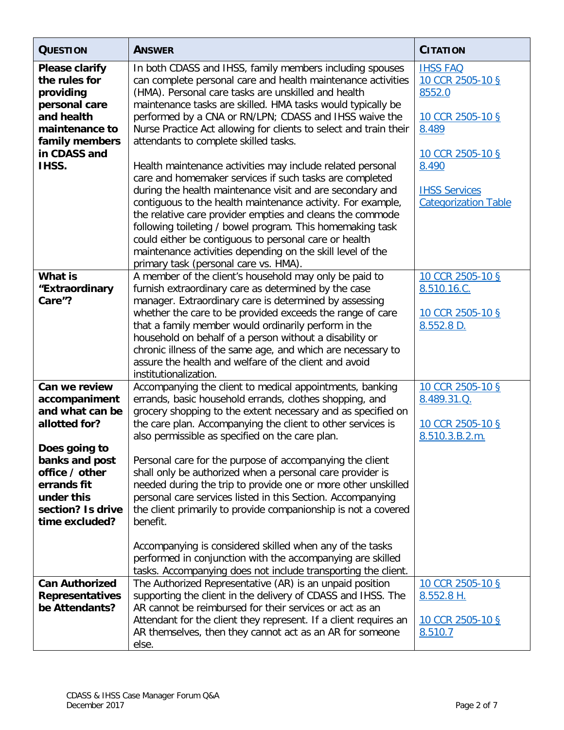| QUESTION | ANSWER | CITATION |
|---|---|---|
| **Please clarify the rules for providing personal care and health maintenance to family members in CDASS and IHSS.** | In both CDASS and IHSS, family members including spouses can complete personal care and health maintenance activities (HMA). Personal care tasks are unskilled and health maintenance tasks are skilled. HMA tasks would typically be performed by a CNA or RN/LPN; CDASS and IHSS waive the Nurse Practice Act allowing for clients to select and train their attendants to complete skilled tasks.<br><br>Health maintenance activities may include related personal care and homemaker services if such tasks are completed during the health maintenance visit and are secondary and contiguous to the health maintenance activity. For example, the relative care provider empties and cleans the commode following toileting / bowel program. This homemaking task could either be contiguous to personal care or health maintenance activities depending on the skill level of the primary task (personal care vs. HMA). | IHSS FAQ<br>10 CCR 2505-10 § 8552.0<br><br>10 CCR 2505-10 § 8.489<br><br>10 CCR 2505-10 § 8.490<br><br>IHSS Services Categorization Table |
| **What is "Extraordinary Care"?** | A member of the client's household may only be paid to furnish extraordinary care as determined by the case manager. Extraordinary care is determined by assessing whether the care to be provided exceeds the range of care that a family member would ordinarily perform in the household on behalf of a person without a disability or chronic illness of the same age, and which are necessary to assure the health and welfare of the client and avoid institutionalization. | 10 CCR 2505-10 § 8.510.16.C.<br><br>10 CCR 2505-10 § 8.552.8 D. |
| **Can we review accompaniment and what can be allotted for?**<br><br>**Does going to banks and post office / other errands fit under this section? Is drive time excluded?** | Accompanying the client to medical appointments, banking errands, basic household errands, clothes shopping, and grocery shopping to the extent necessary and as specified on the care plan. Accompanying the client to other services is also permissible as specified on the care plan.<br><br>Personal care for the purpose of accompanying the client shall only be authorized when a personal care provider is needed during the trip to provide one or more other unskilled personal care services listed in this Section. Accompanying the client primarily to provide companionship is not a covered benefit.<br><br>Accompanying is considered skilled when any of the tasks performed in conjunction with the accompanying are skilled tasks. Accompanying does not include transporting the client. | 10 CCR 2505-10 § 8.489.31.Q.<br><br>10 CCR 2505-10 § 8.510.3.B.2.m. |
| **Can Authorized Representatives be Attendants?** | The Authorized Representative (AR) is an unpaid position supporting the client in the delivery of CDASS and IHSS. The AR cannot be reimbursed for their services or act as an Attendant for the client they represent. If a client requires an AR themselves, then they cannot act as an AR for someone else. | 10 CCR 2505-10 § 8.552.8 H.<br><br>10 CCR 2505-10 § 8.510.7 |

CDASS & IHSS Case Manager Forum Q&A
December 2017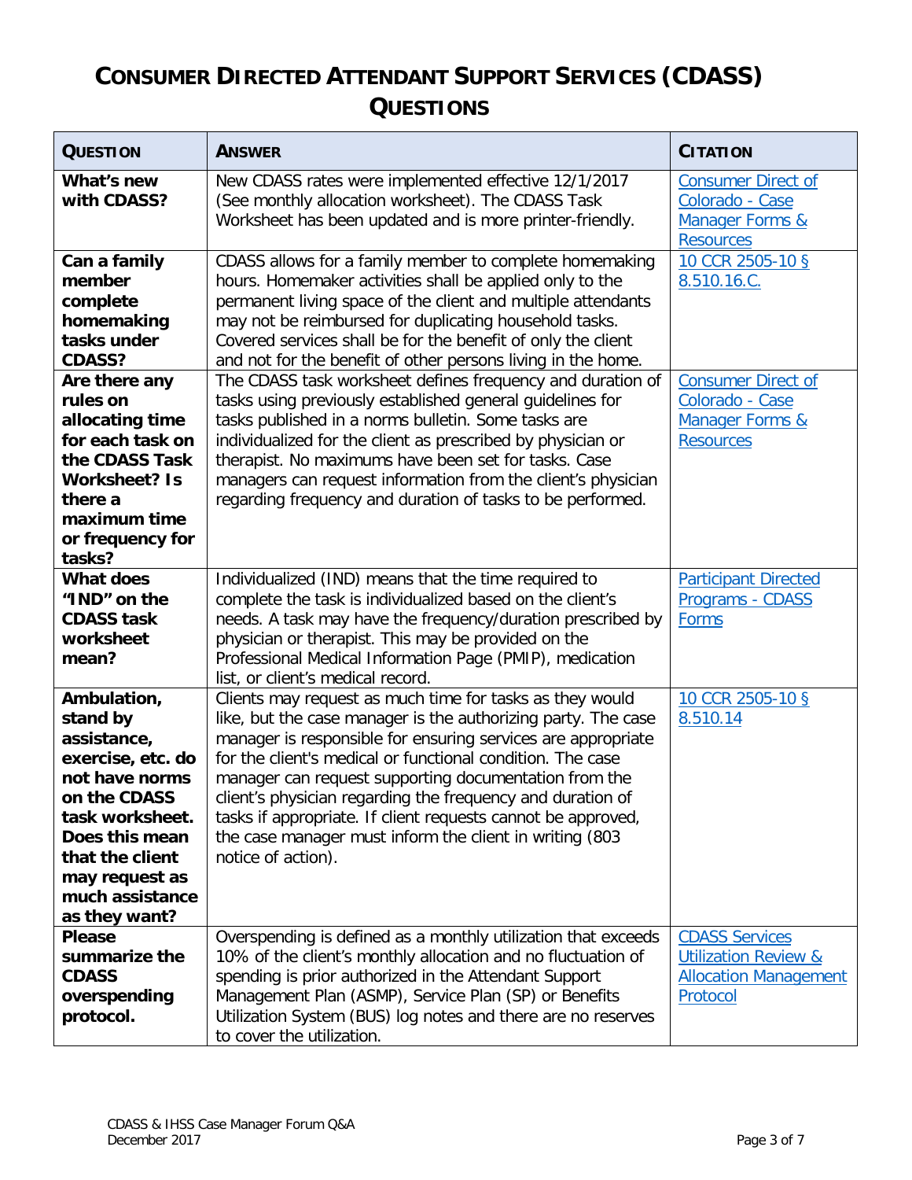# Consumer Directed Attendant Support Services (CDASS) Questions

| Question | Answer | Citation |
|---|---|---|
| **What's new with CDASS?** | New CDASS rates were implemented effective 12/1/2017 (See monthly allocation worksheet). The CDASS Task Worksheet has been updated and is more printer-friendly. | Consumer Direct of Colorado - Case Manager Forms & Resources |
| **Can a family member complete homemaking tasks under CDASS?** | CDASS allows for a family member to complete homemaking hours. Homemaker activities shall be applied only to the permanent living space of the client and multiple attendants may not be reimbursed for duplicating household tasks. Covered services shall be for the benefit of only the client and not for the benefit of other persons living in the home. | 10 CCR 2505-10 § 8.510.16.C. |
| **Are there any rules on allocating time for each task on the CDASS Task Worksheet? Is there a maximum time or frequency for tasks?** | The CDASS task worksheet defines frequency and duration of tasks using previously established general guidelines for tasks published in a norms bulletin. Some tasks are individualized for the client as prescribed by physician or therapist. No maximums have been set for tasks. Case managers can request information from the client's physician regarding frequency and duration of tasks to be performed. | Consumer Direct of Colorado - Case Manager Forms & Resources |
| **What does "IND" on the CDASS task worksheet mean?** | Individualized (IND) means that the time required to complete the task is individualized based on the client's needs. A task may have the frequency/duration prescribed by physician or therapist. This may be provided on the Professional Medical Information Page (PMIP), medication list, or client's medical record. | Participant Directed Programs - CDASS Forms |
| **Ambulation, stand by assistance, exercise, etc. do not have norms on the CDASS task worksheet. Does this mean that the client may request as much assistance as they want?** | Clients may request as much time for tasks as they would like, but the case manager is the authorizing party. The case manager is responsible for ensuring services are appropriate for the client's medical or functional condition. The case manager can request supporting documentation from the client's physician regarding the frequency and duration of tasks if appropriate. If client requests cannot be approved, the case manager must inform the client in writing (803 notice of action). | 10 CCR 2505-10 § 8.510.14 |
| **Please summarize the CDASS overspending protocol.** | Overspending is defined as a monthly utilization that exceeds 10% of the client's monthly allocation and no fluctuation of spending is prior authorized in the Attendant Support Management Plan (ASMP), Service Plan (SP) or Benefits Utilization System (BUS) log notes and there are no reserves to cover the utilization. | CDASS Services Utilization Review & Allocation Management Protocol |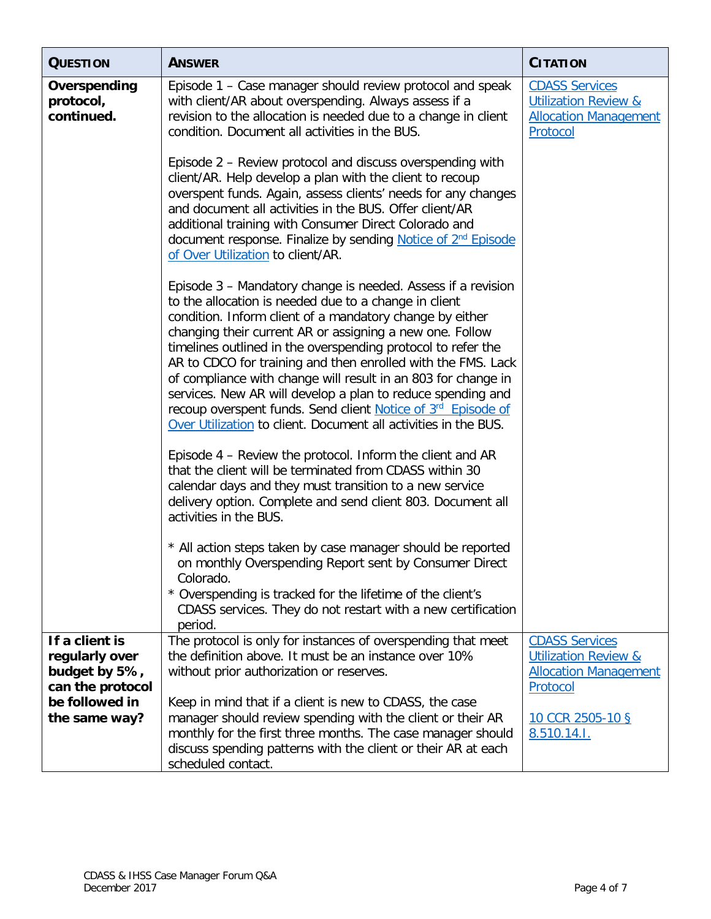| QUESTION | ANSWER | CITATION |
|---|---|---|
| **Overspending protocol, continued.** | Episode 1 – Case manager should review protocol and speak with client/AR about overspending. Always assess if a revision to the allocation is needed due to a change in client condition. Document all activities in the BUS.<br><br>Episode 2 – Review protocol and discuss overspending with client/AR. Help develop a plan with the client to recoup overspent funds. Again, assess clients' needs for any changes and document all activities in the BUS. Offer client/AR additional training with Consumer Direct Colorado and document response. Finalize by sending Notice of 2nd Episode of Over Utilization to client/AR.<br><br>Episode 3 – Mandatory change is needed. Assess if a revision to the allocation is needed due to a change in client condition. Inform client of a mandatory change by either changing their current AR or assigning a new one. Follow timelines outlined in the overspending protocol to refer the AR to CDCO for training and then enrolled with the FMS. Lack of compliance with change will result in an 803 for change in services. New AR will develop a plan to reduce spending and recoup overspent funds. Send client Notice of 3rd Episode of Over Utilization to client. Document all activities in the BUS.<br><br>Episode 4 – Review the protocol. Inform the client and AR that the client will be terminated from CDASS within 30 calendar days and they must transition to a new service delivery option. Complete and send client 803. Document all activities in the BUS.<br><br>* All action steps taken by case manager should be reported on monthly Overspending Report sent by Consumer Direct Colorado.<br>* Overspending is tracked for the lifetime of the client's CDASS services. They do not restart with a new certification period. | CDASS Services Utilization Review & Allocation Management Protocol |
| **If a client is regularly over budget by 5%, can the protocol be followed in the same way?** | The protocol is only for instances of overspending that meet the definition above. It must be an instance over 10% without prior authorization or reserves.<br><br>Keep in mind that if a client is new to CDASS, the case manager should review spending with the client or their AR monthly for the first three months. The case manager should discuss spending patterns with the client or their AR at each scheduled contact. | CDASS Services Utilization Review & Allocation Management Protocol<br><br>10 CCR 2505-10 § 8.510.14.I. |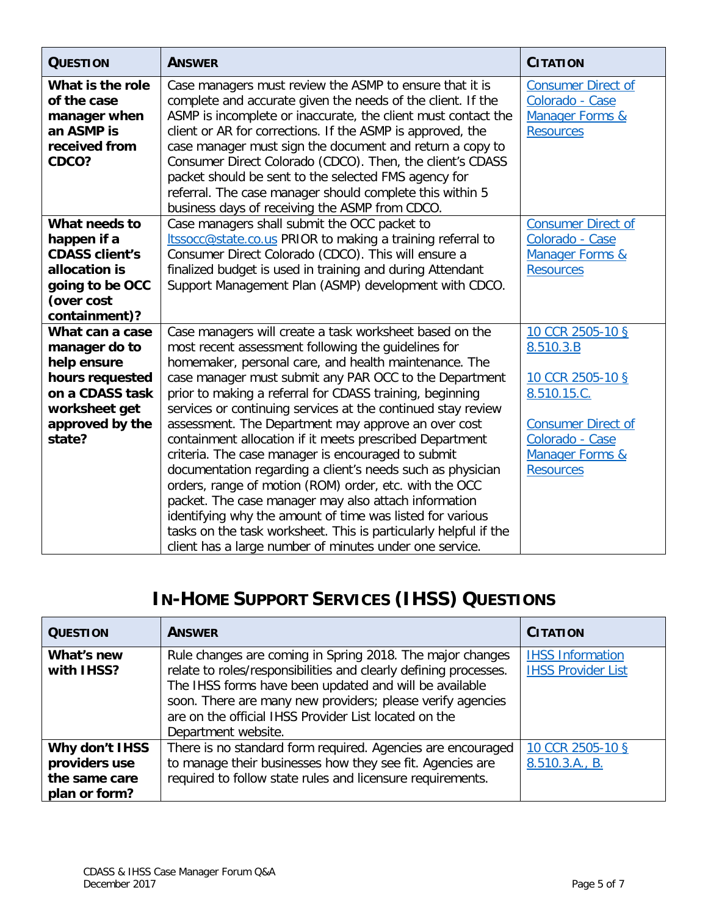| QUESTION | ANSWER | CITATION |
|---|---|---|
| **What is the role of the case manager when an ASMP is received from CDCO?** | Case managers must review the ASMP to ensure that it is complete and accurate given the needs of the client. If the ASMP is incomplete or inaccurate, the client must contact the client or AR for corrections. If the ASMP is approved, the case manager must sign the document and return a copy to Consumer Direct Colorado (CDCO). Then, the client's CDASS packet should be sent to the selected FMS agency for referral. The case manager should complete this within 5 business days of receiving the ASMP from CDCO. | Consumer Direct of Colorado - Case Manager Forms & Resources |
| **What needs to happen if a CDASS client's allocation is going to be OCC (over cost containment)?** | Case managers shall submit the OCC packet to ltssocc@state.co.us PRIOR to making a training referral to Consumer Direct Colorado (CDCO). This will ensure a finalized budget is used in training and during Attendant Support Management Plan (ASMP) development with CDCO. | Consumer Direct of Colorado - Case Manager Forms & Resources |
| **What can a case manager do to help ensure hours requested on a CDASS task worksheet get approved by the state?** | Case managers will create a task worksheet based on the most recent assessment following the guidelines for homemaker, personal care, and health maintenance. The case manager must submit any PAR OCC to the Department prior to making a referral for CDASS training, beginning services or continuing services at the continued stay review assessment. The Department may approve an over cost containment allocation if it meets prescribed Department criteria. The case manager is encouraged to submit documentation regarding a client's needs such as physician orders, range of motion (ROM) order, etc. with the OCC packet. The case manager may also attach information identifying why the amount of time was listed for various tasks on the task worksheet. This is particularly helpful if the client has a large number of minutes under one service. | 10 CCR 2505-10 § 8.510.3.B<br><br>10 CCR 2505-10 § 8.510.15.C.<br><br>Consumer Direct of Colorado - Case Manager Forms & Resources |

# IN-HOME SUPPORT SERVICES (IHSS) QUESTIONS

| QUESTION | ANSWER | CITATION |
|---|---|---|
| **What's new with IHSS?** | Rule changes are coming in Spring 2018. The major changes relate to roles/responsibilities and clearly defining processes. The IHSS forms have been updated and will be available soon. There are many new providers; please verify agencies are on the official IHSS Provider List located on the Department website. | IHSS Information<br>IHSS Provider List |
| **Why don't IHSS providers use the same care plan or form?** | There is no standard form required. Agencies are encouraged to manage their businesses how they see fit. Agencies are required to follow state rules and licensure requirements. | 10 CCR 2505-10 § 8.510.3.A., B. |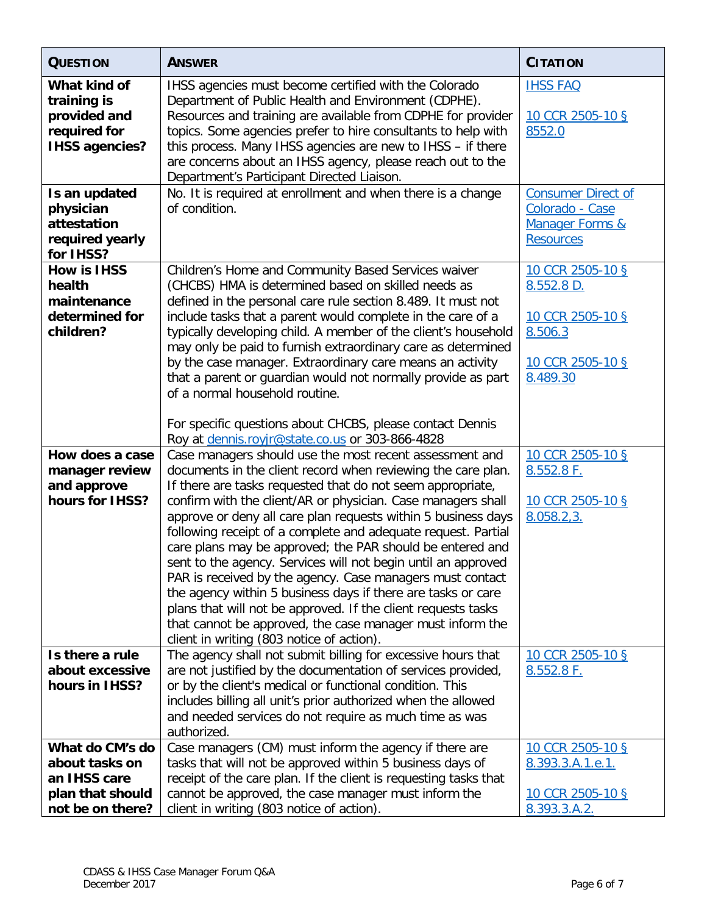| QUESTION | ANSWER | CITATION |
| --- | --- | --- |
| **What kind of training is provided and required for IHSS agencies?** | IHSS agencies must become certified with the Colorado Department of Public Health and Environment (CDPHE). Resources and training are available from CDPHE for provider topics. Some agencies prefer to hire consultants to help with this process. Many IHSS agencies are new to IHSS – if there are concerns about an IHSS agency, please reach out to the Department's Participant Directed Liaison. | IHSS FAQ<br><br>10 CCR 2505-10 § 8552.0 |
| **Is an updated physician attestation required yearly for IHSS?** | No. It is required at enrollment and when there is a change of condition. | Consumer Direct of Colorado - Case Manager Forms & Resources |
| **How is IHSS health maintenance determined for children?** | Children's Home and Community Based Services waiver (CHCBS) HMA is determined based on skilled needs as defined in the personal care rule section 8.489. It must not include tasks that a parent would complete in the care of a typically developing child. A member of the client's household may only be paid to furnish extraordinary care as determined by the case manager. Extraordinary care means an activity that a parent or guardian would not normally provide as part of a normal household routine.<br><br>For specific questions about CHCBS, please contact Dennis Roy at dennis.royjr@state.co.us or 303-866-4828 | 10 CCR 2505-10 § 8.552.8 D.<br><br>10 CCR 2505-10 § 8.506.3<br><br>10 CCR 2505-10 § 8.489.30 |
| **How does a case manager review and approve hours for IHSS?** | Case managers should use the most recent assessment and documents in the client record when reviewing the care plan. If there are tasks requested that do not seem appropriate, confirm with the client/AR or physician. Case managers shall approve or deny all care plan requests within 5 business days following receipt of a complete and adequate request. Partial care plans may be approved; the PAR should be entered and sent to the agency. Services will not begin until an approved PAR is received by the agency. Case managers must contact the agency within 5 business days if there are tasks or care plans that will not be approved. If the client requests tasks that cannot be approved, the case manager must inform the client in writing (803 notice of action). | 10 CCR 2505-10 § 8.552.8 F.<br><br>10 CCR 2505-10 § 8.058.2,3. |
| **Is there a rule about excessive hours in IHSS?** | The agency shall not submit billing for excessive hours that are not justified by the documentation of services provided, or by the client's medical or functional condition. This includes billing all unit's prior authorized when the allowed and needed services do not require as much time as was authorized. | 10 CCR 2505-10 § 8.552.8 F. |
| **What do CM's do about tasks on an IHSS care plan that should not be on there?** | Case managers (CM) must inform the agency if there are tasks that will not be approved within 5 business days of receipt of the care plan. If the client is requesting tasks that cannot be approved, the case manager must inform the client in writing (803 notice of action). | 10 CCR 2505-10 § 8.393.3.A.1.e.1.<br><br>10 CCR 2505-10 § 8.393.3.A.2. |

CDASS & IHSS Case Manager Forum Q&A
December 2017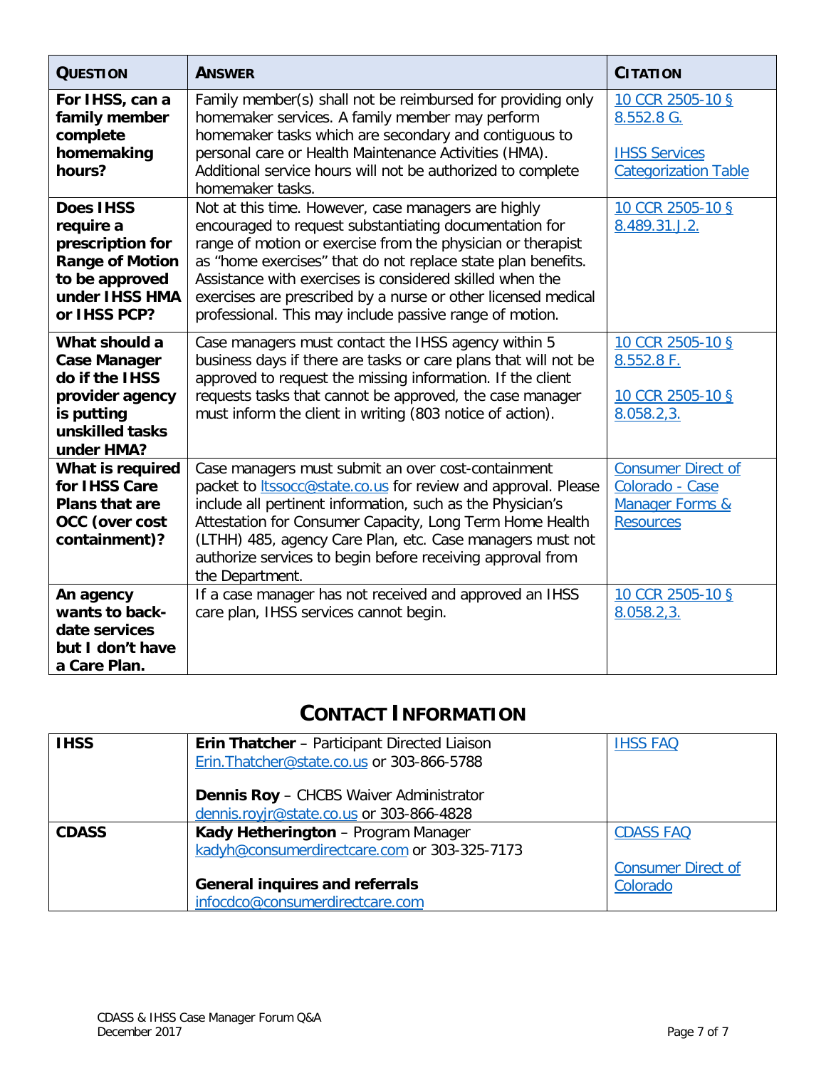| QUESTION | ANSWER | CITATION |
| --- | --- | --- |
| **For IHSS, can a family member complete homemaking hours?** | Family member(s) shall not be reimbursed for providing only homemaker services. A family member may perform homemaker tasks which are secondary and contiguous to personal care or Health Maintenance Activities (HMA). Additional service hours will not be authorized to complete homemaker tasks. | 10 CCR 2505-10 § 8.552.8 G.<br><br>IHSS Services Categorization Table |
| **Does IHSS require a prescription for Range of Motion to be approved under IHSS HMA or IHSS PCP?** | Not at this time. However, case managers are highly encouraged to request substantiating documentation for range of motion or exercise from the physician or therapist as "home exercises" that do not replace state plan benefits. Assistance with exercises is considered skilled when the exercises are prescribed by a nurse or other licensed medical professional. This may include passive range of motion. | 10 CCR 2505-10 § 8.489.31.J.2. |
| **What should a Case Manager do if the IHSS provider agency is putting unskilled tasks under HMA?** | Case managers must contact the IHSS agency within 5 business days if there are tasks or care plans that will not be approved to request the missing information. If the client requests tasks that cannot be approved, the case manager must inform the client in writing (803 notice of action). | 10 CCR 2505-10 § 8.552.8 F.<br><br>10 CCR 2505-10 § 8.058.2,3. |
| **What is required for IHSS Care Plans that are OCC (over cost containment)?** | Case managers must submit an over cost-containment packet to ltssocc@state.co.us for review and approval. Please include all pertinent information, such as the Physician's Attestation for Consumer Capacity, Long Term Home Health (LTHH) 485, agency Care Plan, etc. Case managers must not authorize services to begin before receiving approval from the Department. | Consumer Direct of Colorado - Case Manager Forms & Resources |
| **An agency wants to back-date services but I don't have a Care Plan.** | If a case manager has not received and approved an IHSS care plan, IHSS services cannot begin. | 10 CCR 2505-10 § 8.058.2,3. |

## CONTACT INFORMATION

| | | |
| --- | --- | --- |
| **IHSS** | **Erin Thatcher** – Participant Directed Liaison<br>Erin.Thatcher@state.co.us or 303-866-5788<br><br>**Dennis Roy** – CHCBS Waiver Administrator<br>dennis.royjr@state.co.us or 303-866-4828 | IHSS FAQ |
| **CDASS** | **Kady Hetherington** – Program Manager<br>kadyh@consumerdirectcare.com or 303-325-7173<br><br>**General inquires and referrals**<br>infocdco@consumerdirectcare.com | CDASS FAQ<br><br>Consumer Direct of Colorado |